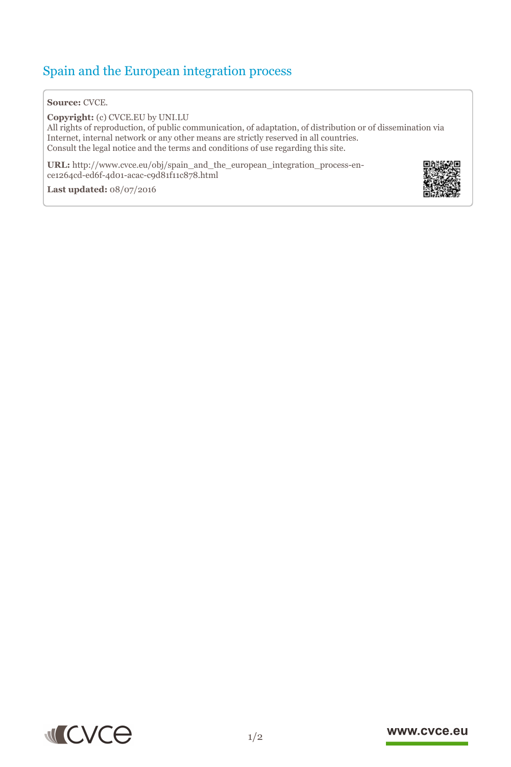# Spain and the European integration process

**Source:** CVCE.

**Copyright:** (c) CVCE.EU by UNI.LU
All rights of reproduction, of public communication, of adaptation, of distribution or of dissemination via Internet, internal network or any other means are strictly reserved in all countries.
Consult the legal notice and the terms and conditions of use regarding this site.

**URL:** http://www.cvce.eu/obj/spain_and_the_european_integration_process-en-ce1264cd-ed6f-4d01-acac-c9d81f11c878.html

**Last updated:** 08/07/2016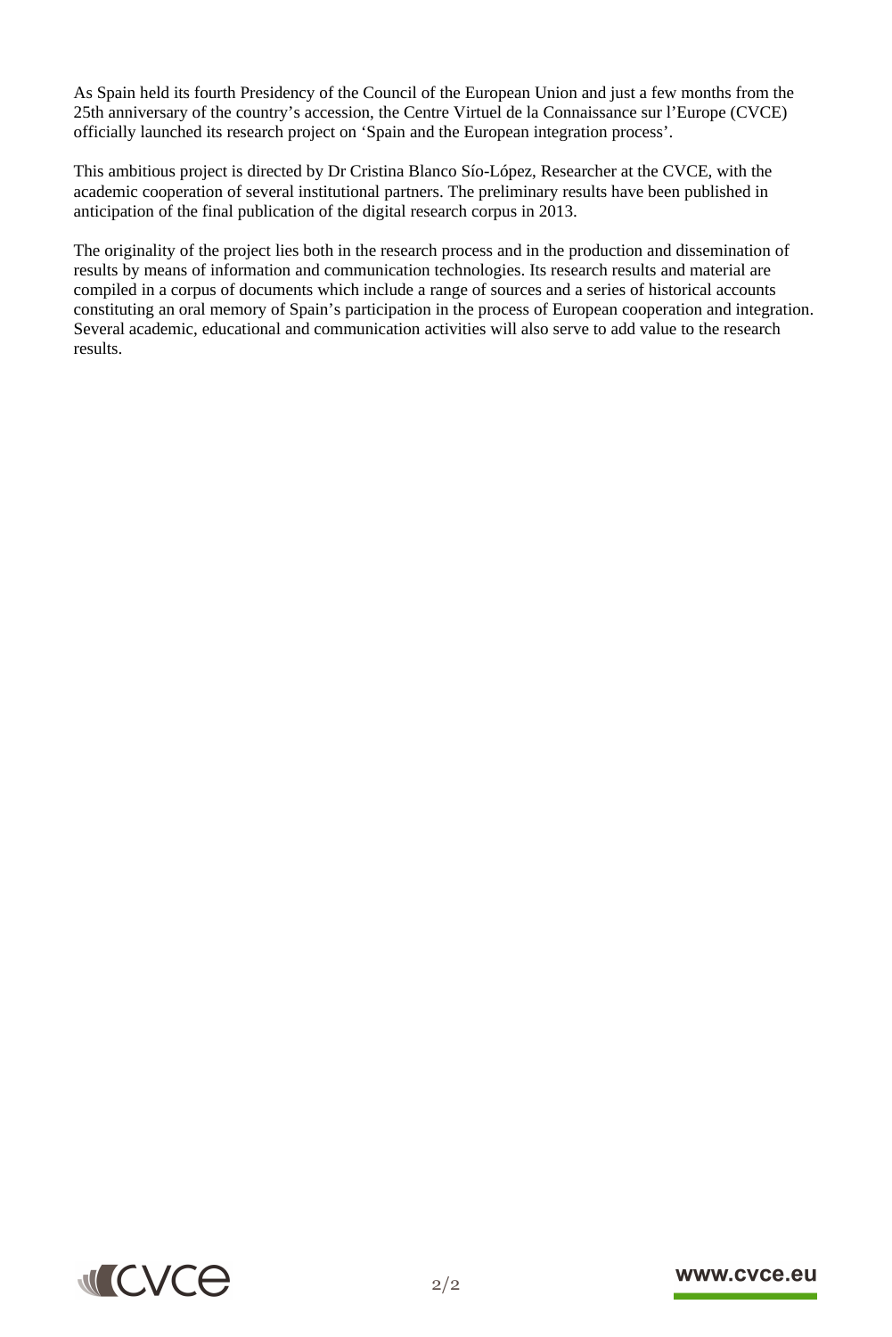As Spain held its fourth Presidency of the Council of the European Union and just a few months from the 25th anniversary of the country's accession, the Centre Virtuel de la Connaissance sur l'Europe (CVCE) officially launched its research project on 'Spain and the European integration process'.

This ambitious project is directed by Dr Cristina Blanco Sío-López, Researcher at the CVCE, with the academic cooperation of several institutional partners. The preliminary results have been published in anticipation of the final publication of the digital research corpus in 2013.

The originality of the project lies both in the research process and in the production and dissemination of results by means of information and communication technologies. Its research results and material are compiled in a corpus of documents which include a range of sources and a series of historical accounts constituting an oral memory of Spain's participation in the process of European cooperation and integration. Several academic, educational and communication activities will also serve to add value to the research results.